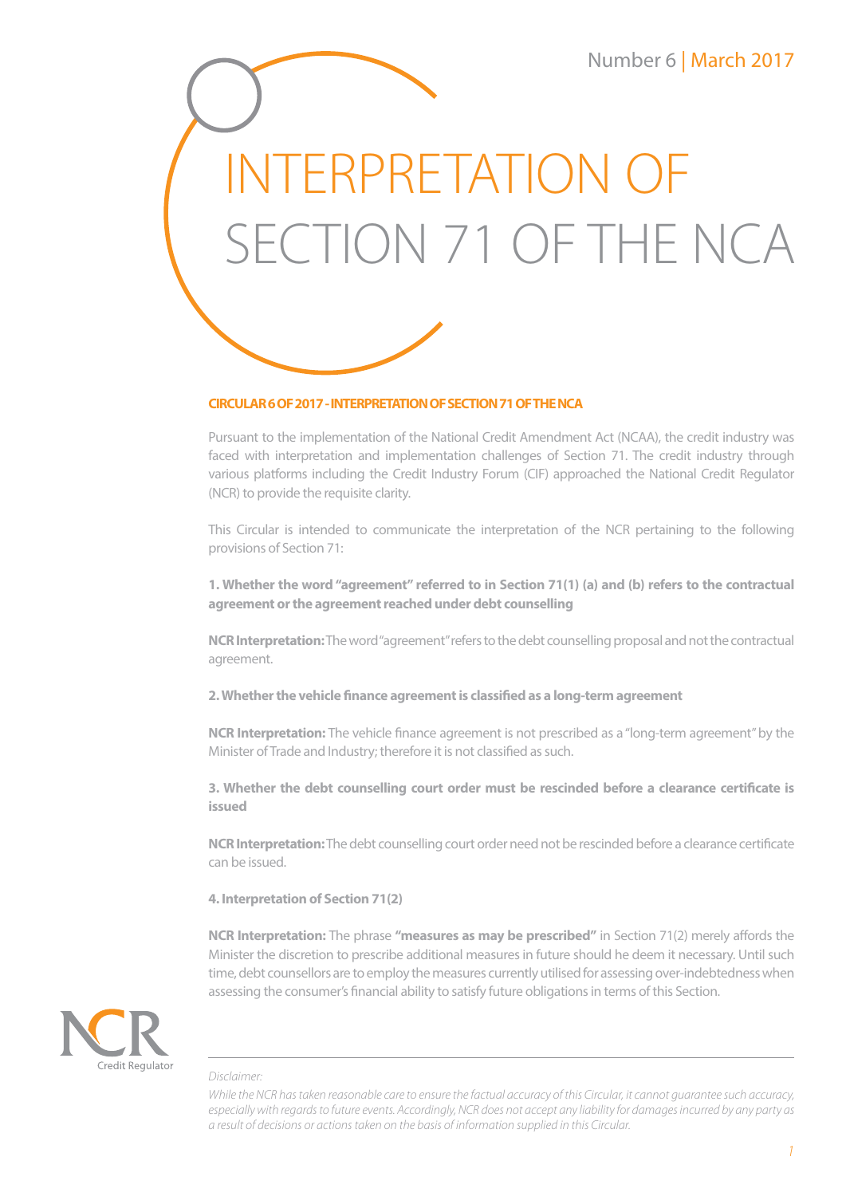Number 6 | March 2017

# INTERPRETATION OF SECTION 71 OF THE NCA

## CIRCULAR 6 OF 2017 - INTERPRETATION OF SECTION 71 OF THE NCA

Pursuant to the implementation of the National Credit Amendment Act (NCAA), the credit industry was faced with interpretation and implementation challenges of Section 71. The credit industry through various platforms including the Credit Industry Forum (CIF) approached the National Credit Regulator (NCR) to provide the requisite clarity.

This Circular is intended to communicate the interpretation of the NCR pertaining to the following provisions of Section 71:

**1. Whether the word "agreement" referred to in Section 71(1) (a) and (b) refers to the contractual agreement or the agreement reached under debt counselling**

**NCR Interpretation:** The word "agreement" refers to the debt counselling proposal and not the contractual agreement.

**2. Whether the vehicle finance agreement is classified as a long-term agreement**

**NCR Interpretation:** The vehicle finance agreement is not prescribed as a "long-term agreement" by the Minister of Trade and Industry; therefore it is not classified as such.

**3. Whether the debt counselling court order must be rescinded before a clearance certificate is issued**

**NCR Interpretation:** The debt counselling court order need not be rescinded before a clearance certificate can be issued.

**4. Interpretation of Section 71(2)**

**NCR Interpretation:** The phrase **"measures as may be prescribed"** in Section 71(2) merely affords the Minister the discretion to prescribe additional measures in future should he deem it necessary. Until such time, debt counsellors are to employ the measures currently utilised for assessing over-indebtedness when assessing the consumer's financial ability to satisfy future obligations in terms of this Section.

NCR Credit Regulator

*Disclaimer:*

*While the NCR has taken reasonable care to ensure the factual accuracy of this Circular, it cannot guarantee such accuracy, especially with regards to future events. Accordingly, NCR does not accept any liability for damages incurred by any party as a result of decisions or actions taken on the basis of information supplied in this Circular.*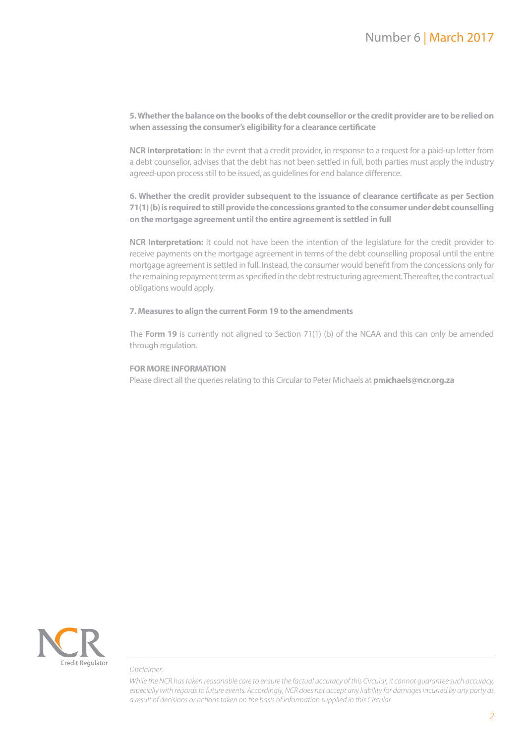**5. Whether the balance on the books of the debt counsellor or the credit provider are to be relied on when assessing the consumer's eligibility for a clearance certificate**

**NCR Interpretation:** In the event that a credit provider, in response to a request for a paid-up letter from a debt counsellor, advises that the debt has not been settled in full, both parties must apply the industry agreed-upon process still to be issued, as guidelines for end balance difference.

**6. Whether the credit provider subsequent to the issuance of clearance certificate as per Section 71(1) (b) is required to still provide the concessions granted to the consumer under debt counselling on the mortgage agreement until the entire agreement is settled in full**

**NCR Interpretation:** It could not have been the intention of the legislature for the credit provider to receive payments on the mortgage agreement in terms of the debt counselling proposal until the entire mortgage agreement is settled in full. Instead, the consumer would benefit from the concessions only for the remaining repayment term as specified in the debt restructuring agreement. Thereafter, the contractual obligations would apply.

**7. Measures to align the current Form 19 to the amendments**

The **Form 19** is currently not aligned to Section 71(1) (b) of the NCAA and this can only be amended through regulation.

**FOR MORE INFORMATION**

Please direct all the queries relating to this Circular to Peter Michaels at **pmichaels@ncr.org.za**

NCR Credit Regulator

*Disclaimer:*

*While the NCR has taken reasonable care to ensure the factual accuracy of this Circular, it cannot guarantee such accuracy, especially with regards to future events. Accordingly, NCR does not accept any liability for damages incurred by any party as a result of decisions or actions taken on the basis of information supplied in this Circular.*